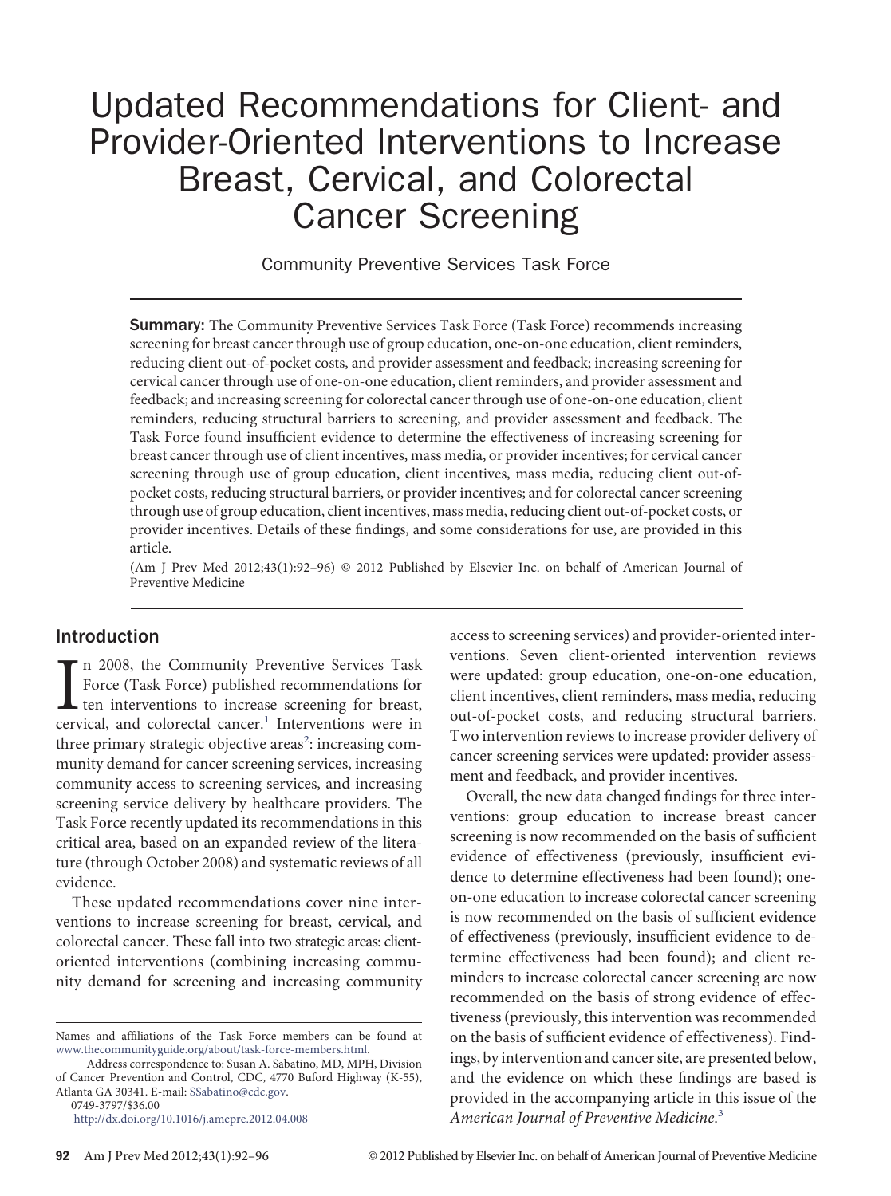# Updated Recommendations for Client- and Provider-Oriented Interventions to Increase Breast, Cervical, and Colorectal Cancer Screening

Community Preventive Services Task Force

**Summary:** The Community Preventive Services Task Force (Task Force) recommends increasing screening for breast cancer through use of group education, one-on-one education, client reminders, reducing client out-of-pocket costs, and provider assessment and feedback; increasing screening for cervical cancer through use of one-on-one education, client reminders, and provider assessment and feedback; and increasing screening for colorectal cancer through use of one-on-one education, client reminders, reducing structural barriers to screening, and provider assessment and feedback. The Task Force found insufficient evidence to determine the effectiveness of increasing screening for breast cancer through use of client incentives, mass media, or provider incentives; for cervical cancer screening through use of group education, client incentives, mass media, reducing client out-of-pocket costs, reducing structural barriers, or provider incentives; and for colorectal cancer screening through use of group education, client incentives, mass media, reducing client out-of-pocket costs, or provider incentives. Details of these findings, and some considerations for use, are provided in this article.

(Am J Prev Med 2012;43(1):92–96) © 2012 Published by Elsevier Inc. on behalf of American Journal of Preventive Medicine

## Introduction

In 2008, the Community Preventive Services Task Force (Task Force) published recommendations for ten interventions to increase screening for breast, cervical, and colorectal cancer.[1] Interventions were in three primary strategic objective areas[2]: increasing community demand for cancer screening services, increasing community access to screening services, and increasing screening service delivery by healthcare providers. The Task Force recently updated its recommendations in this critical area, based on an expanded review of the literature (through October 2008) and systematic reviews of all evidence.

These updated recommendations cover nine interventions to increase screening for breast, cervical, and colorectal cancer. These fall into two strategic areas: client-oriented interventions (combining increasing community demand for screening and increasing community access to screening services) and provider-oriented interventions. Seven client-oriented intervention reviews were updated: group education, one-on-one education, client incentives, client reminders, mass media, reducing out-of-pocket costs, and reducing structural barriers. Two intervention reviews to increase provider delivery of cancer screening services were updated: provider assessment and feedback, and provider incentives.

Overall, the new data changed findings for three interventions: group education to increase breast cancer screening is now recommended on the basis of sufficient evidence of effectiveness (previously, insufficient evidence to determine effectiveness had been found); one-on-one education to increase colorectal cancer screening is now recommended on the basis of sufficient evidence of effectiveness (previously, insufficient evidence to determine effectiveness had been found); and client reminders to increase colorectal cancer screening are now recommended on the basis of strong evidence of effectiveness (previously, this intervention was recommended on the basis of sufficient evidence of effectiveness). Findings, by intervention and cancer site, are presented below, and the evidence on which these findings are based is provided in the accompanying article in this issue of the *American Journal of Preventive Medicine*.[3]

---

Names and affiliations of the Task Force members can be found at www.thecommunityguide.org/about/task-force-members.html.

Address correspondence to: Susan A. Sabatino, MD, MPH, Division of Cancer Prevention and Control, CDC, 4770 Buford Highway (K-55), Atlanta GA 30341. E-mail: SSabatino@cdc.gov.

0749-3797/$36.00

http://dx.doi.org/10.1016/j.amepre.2012.04.008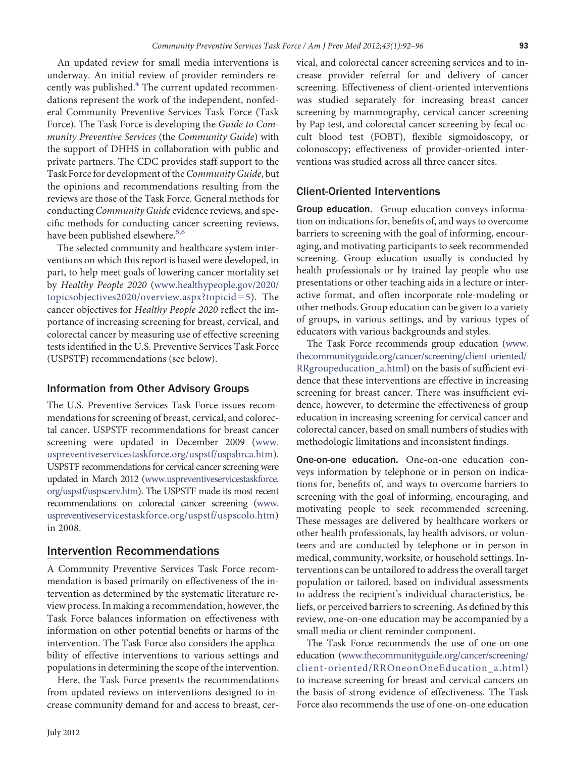An updated review for small media interventions is underway. An initial review of provider reminders recently was published.[4] The current updated recommendations represent the work of the independent, nonfederal Community Preventive Services Task Force (Task Force). The Task Force is developing the *Guide to Community Preventive Services* (the *Community Guide*) with the support of DHHS in collaboration with public and private partners. The CDC provides staff support to the Task Force for development of the *Community Guide*, but the opinions and recommendations resulting from the reviews are those of the Task Force. General methods for conducting *Community Guide* evidence reviews, and specific methods for conducting cancer screening reviews, have been published elsewhere.[5,6]

The selected community and healthcare system interventions on which this report is based were developed, in part, to help meet goals of lowering cancer mortality set by *Healthy People 2020* (www.healthypeople.gov/2020/topicsobjectives2020/overview.aspx?topicid=5). The cancer objectives for *Healthy People 2020* reflect the importance of increasing screening for breast, cervical, and colorectal cancer by measuring use of effective screening tests identified in the U.S. Preventive Services Task Force (USPSTF) recommendations (see below).

## Information from Other Advisory Groups

The U.S. Preventive Services Task Force issues recommendations for screening of breast, cervical, and colorectal cancer. USPSTF recommendations for breast cancer screening were updated in December 2009 (www.uspreventiveservicestaskforce.org/uspstf/uspsbrca.htm). USPSTF recommendations for cervical cancer screening were updated in March 2012 (www.uspreventiveservicestaskforce.org/uspstf/uspscerv.htm). The USPSTF made its most recent recommendations on colorectal cancer screening (www.uspreventiveservicestaskforce.org/uspstf/uspscolo.htm) in 2008.

## Intervention Recommendations

A Community Preventive Services Task Force recommendation is based primarily on effectiveness of the intervention as determined by the systematic literature review process. In making a recommendation, however, the Task Force balances information on effectiveness with information on other potential benefits or harms of the intervention. The Task Force also considers the applicability of effective interventions to various settings and populations in determining the scope of the intervention.

Here, the Task Force presents the recommendations from updated reviews on interventions designed to increase community demand for and access to breast, cervical, and colorectal cancer screening services and to increase provider referral for and delivery of cancer screening. Effectiveness of client-oriented interventions was studied separately for increasing breast cancer screening by mammography, cervical cancer screening by Pap test, and colorectal cancer screening by fecal occult blood test (FOBT), flexible sigmoidoscopy, or colonoscopy; effectiveness of provider-oriented interventions was studied across all three cancer sites.

## Client-Oriented Interventions

**Group education.** Group education conveys information on indications for, benefits of, and ways to overcome barriers to screening with the goal of informing, encouraging, and motivating participants to seek recommended screening. Group education usually is conducted by health professionals or by trained lay people who use presentations or other teaching aids in a lecture or interactive format, and often incorporate role-modeling or other methods. Group education can be given to a variety of groups, in various settings, and by various types of educators with various backgrounds and styles.

The Task Force recommends group education (www.thecommunityguide.org/cancer/screening/client-oriented/RRgroupeducation_a.html) on the basis of sufficient evidence that these interventions are effective in increasing screening for breast cancer. There was insufficient evidence, however, to determine the effectiveness of group education in increasing screening for cervical cancer and colorectal cancer, based on small numbers of studies with methodologic limitations and inconsistent findings.

**One-on-one education.** One-on-one education conveys information by telephone or in person on indications for, benefits of, and ways to overcome barriers to screening with the goal of informing, encouraging, and motivating people to seek recommended screening. These messages are delivered by healthcare workers or other health professionals, lay health advisors, or volunteers and are conducted by telephone or in person in medical, community, worksite, or household settings. Interventions can be untailored to address the overall target population or tailored, based on individual assessments to address the recipient's individual characteristics, beliefs, or perceived barriers to screening. As defined by this review, one-on-one education may be accompanied by a small media or client reminder component.

The Task Force recommends the use of one-on-one education (www.thecommunityguide.org/cancer/screening/client-oriented/RROneonOneEducation_a.html) to increase screening for breast and cervical cancers on the basis of strong evidence of effectiveness. The Task Force also recommends the use of one-on-one education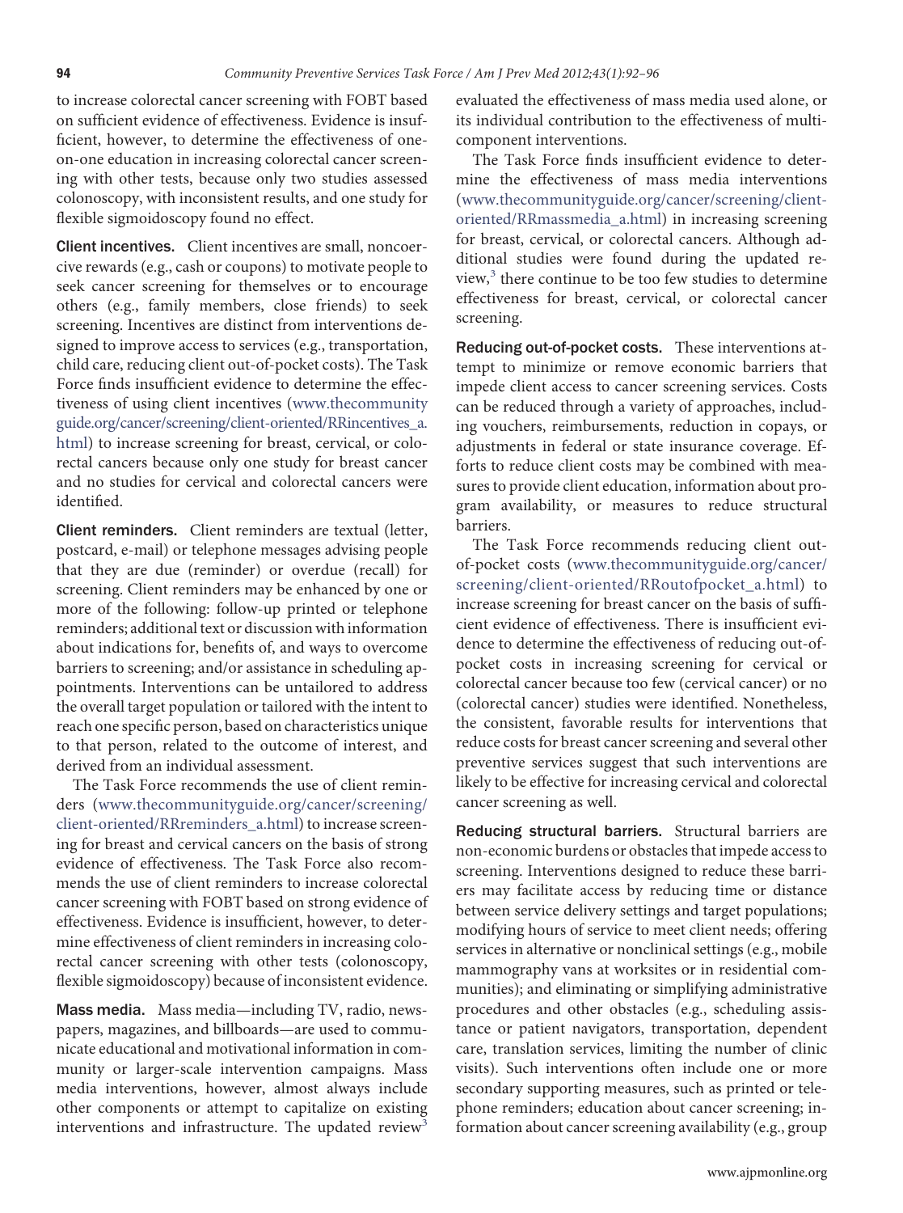to increase colorectal cancer screening with FOBT based on sufficient evidence of effectiveness. Evidence is insufficient, however, to determine the effectiveness of one-on-one education in increasing colorectal cancer screening with other tests, because only two studies assessed colonoscopy, with inconsistent results, and one study for flexible sigmoidoscopy found no effect.

**Client incentives.** Client incentives are small, noncoercive rewards (e.g., cash or coupons) to motivate people to seek cancer screening for themselves or to encourage others (e.g., family members, close friends) to seek screening. Incentives are distinct from interventions designed to improve access to services (e.g., transportation, child care, reducing client out-of-pocket costs). The Task Force finds insufficient evidence to determine the effectiveness of using client incentives (www.thecommunityguide.org/cancer/screening/client-oriented/RRincentives_a.html) to increase screening for breast, cervical, or colorectal cancers because only one study for breast cancer and no studies for cervical and colorectal cancers were identified.

**Client reminders.** Client reminders are textual (letter, postcard, e-mail) or telephone messages advising people that they are due (reminder) or overdue (recall) for screening. Client reminders may be enhanced by one or more of the following: follow-up printed or telephone reminders; additional text or discussion with information about indications for, benefits of, and ways to overcome barriers to screening; and/or assistance in scheduling appointments. Interventions can be untailored to address the overall target population or tailored with the intent to reach one specific person, based on characteristics unique to that person, related to the outcome of interest, and derived from an individual assessment.

The Task Force recommends the use of client reminders (www.thecommunityguide.org/cancer/screening/client-oriented/RRreminders_a.html) to increase screening for breast and cervical cancers on the basis of strong evidence of effectiveness. The Task Force also recommends the use of client reminders to increase colorectal cancer screening with FOBT based on strong evidence of effectiveness. Evidence is insufficient, however, to determine effectiveness of client reminders in increasing colorectal cancer screening with other tests (colonoscopy, flexible sigmoidoscopy) because of inconsistent evidence.

**Mass media.** Mass media—including TV, radio, newspapers, magazines, and billboards—are used to communicate educational and motivational information in community or larger-scale intervention campaigns. Mass media interventions, however, almost always include other components or attempt to capitalize on existing interventions and infrastructure. The updated review[3] evaluated the effectiveness of mass media used alone, or its individual contribution to the effectiveness of multicomponent interventions.

The Task Force finds insufficient evidence to determine the effectiveness of mass media interventions (www.thecommunityguide.org/cancer/screening/client-oriented/RRmassmedia_a.html) in increasing screening for breast, cervical, or colorectal cancers. Although additional studies were found during the updated review,[3] there continue to be too few studies to determine effectiveness for breast, cervical, or colorectal cancer screening.

**Reducing out-of-pocket costs.** These interventions attempt to minimize or remove economic barriers that impede client access to cancer screening services. Costs can be reduced through a variety of approaches, including vouchers, reimbursements, reduction in copays, or adjustments in federal or state insurance coverage. Efforts to reduce client costs may be combined with measures to provide client education, information about program availability, or measures to reduce structural barriers.

The Task Force recommends reducing client out-of-pocket costs (www.thecommunityguide.org/cancer/screening/client-oriented/RRoutofpocket_a.html) to increase screening for breast cancer on the basis of sufficient evidence of effectiveness. There is insufficient evidence to determine the effectiveness of reducing out-of-pocket costs in increasing screening for cervical or colorectal cancer because too few (cervical cancer) or no (colorectal cancer) studies were identified. Nonetheless, the consistent, favorable results for interventions that reduce costs for breast cancer screening and several other preventive services suggest that such interventions are likely to be effective for increasing cervical and colorectal cancer screening as well.

**Reducing structural barriers.** Structural barriers are non-economic burdens or obstacles that impede access to screening. Interventions designed to reduce these barriers may facilitate access by reducing time or distance between service delivery settings and target populations; modifying hours of service to meet client needs; offering services in alternative or nonclinical settings (e.g., mobile mammography vans at worksites or in residential communities); and eliminating or simplifying administrative procedures and other obstacles (e.g., scheduling assistance or patient navigators, transportation, dependent care, translation services, limiting the number of clinic visits). Such interventions often include one or more secondary supporting measures, such as printed or telephone reminders; education about cancer screening; information about cancer screening availability (e.g., group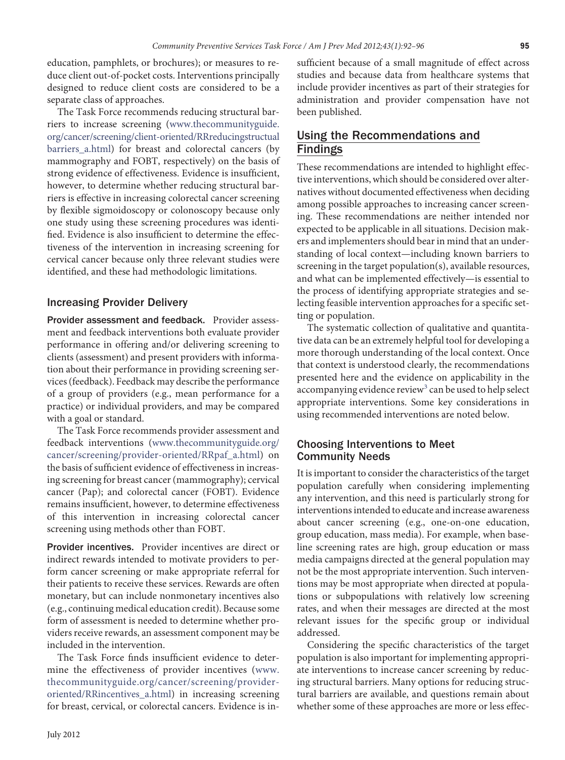education, pamphlets, or brochures); or measures to reduce client out-of-pocket costs. Interventions principally designed to reduce client costs are considered to be a separate class of approaches.

The Task Force recommends reducing structural barriers to increase screening (www.thecommunityguide.org/cancer/screening/client-oriented/RRreducingstructualbarriers_a.html) for breast and colorectal cancers (by mammography and FOBT, respectively) on the basis of strong evidence of effectiveness. Evidence is insufficient, however, to determine whether reducing structural barriers is effective in increasing colorectal cancer screening by flexible sigmoidoscopy or colonoscopy because only one study using these screening procedures was identified. Evidence is also insufficient to determine the effectiveness of the intervention in increasing screening for cervical cancer because only three relevant studies were identified, and these had methodologic limitations.

### Increasing Provider Delivery

**Provider assessment and feedback.** Provider assessment and feedback interventions both evaluate provider performance in offering and/or delivering screening to clients (assessment) and present providers with information about their performance in providing screening services (feedback). Feedback may describe the performance of a group of providers (e.g., mean performance for a practice) or individual providers, and may be compared with a goal or standard.

The Task Force recommends provider assessment and feedback interventions (www.thecommunityguide.org/cancer/screening/provider-oriented/RRpaf_a.html) on the basis of sufficient evidence of effectiveness in increasing screening for breast cancer (mammography); cervical cancer (Pap); and colorectal cancer (FOBT). Evidence remains insufficient, however, to determine effectiveness of this intervention in increasing colorectal cancer screening using methods other than FOBT.

**Provider incentives.** Provider incentives are direct or indirect rewards intended to motivate providers to perform cancer screening or make appropriate referral for their patients to receive these services. Rewards are often monetary, but can include nonmonetary incentives also (e.g., continuing medical education credit). Because some form of assessment is needed to determine whether providers receive rewards, an assessment component may be included in the intervention.

The Task Force finds insufficient evidence to determine the effectiveness of provider incentives (www.thecommunityguide.org/cancer/screening/provider-oriented/RRincentives_a.html) in increasing screening for breast, cervical, or colorectal cancers. Evidence is insufficient because of a small magnitude of effect across studies and because data from healthcare systems that include provider incentives as part of their strategies for administration and provider compensation have not been published.

## Using the Recommendations and Findings

These recommendations are intended to highlight effective interventions, which should be considered over alternatives without documented effectiveness when deciding among possible approaches to increasing cancer screening. These recommendations are neither intended nor expected to be applicable in all situations. Decision makers and implementers should bear in mind that an understanding of local context—including known barriers to screening in the target population(s), available resources, and what can be implemented effectively—is essential to the process of identifying appropriate strategies and selecting feasible intervention approaches for a specific setting or population.

The systematic collection of qualitative and quantitative data can be an extremely helpful tool for developing a more thorough understanding of the local context. Once that context is understood clearly, the recommendations presented here and the evidence on applicability in the accompanying evidence review[3] can be used to help select appropriate interventions. Some key considerations in using recommended interventions are noted below.

### Choosing Interventions to Meet Community Needs

It is important to consider the characteristics of the target population carefully when considering implementing any intervention, and this need is particularly strong for interventions intended to educate and increase awareness about cancer screening (e.g., one-on-one education, group education, mass media). For example, when baseline screening rates are high, group education or mass media campaigns directed at the general population may not be the most appropriate intervention. Such interventions may be most appropriate when directed at populations or subpopulations with relatively low screening rates, and when their messages are directed at the most relevant issues for the specific group or individual addressed.

Considering the specific characteristics of the target population is also important for implementing appropriate interventions to increase cancer screening by reducing structural barriers. Many options for reducing structural barriers are available, and questions remain about whether some of these approaches are more or less effec-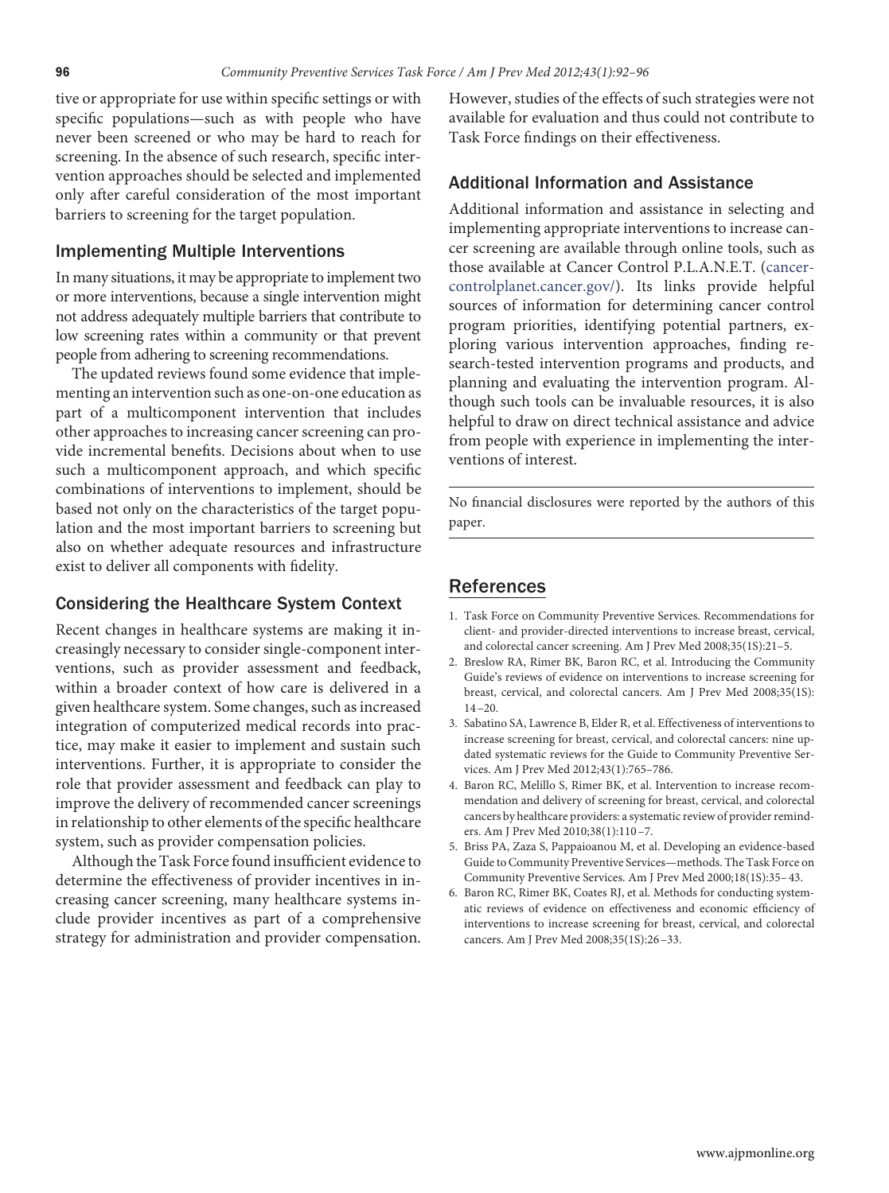tive or appropriate for use within specific settings or with specific populations—such as with people who have never been screened or who may be hard to reach for screening. In the absence of such research, specific intervention approaches should be selected and implemented only after careful consideration of the most important barriers to screening for the target population.

## Implementing Multiple Interventions

In many situations, it may be appropriate to implement two or more interventions, because a single intervention might not address adequately multiple barriers that contribute to low screening rates within a community or that prevent people from adhering to screening recommendations.

The updated reviews found some evidence that implementing an intervention such as one-on-one education as part of a multicomponent intervention that includes other approaches to increasing cancer screening can provide incremental benefits. Decisions about when to use such a multicomponent approach, and which specific combinations of interventions to implement, should be based not only on the characteristics of the target population and the most important barriers to screening but also on whether adequate resources and infrastructure exist to deliver all components with fidelity.

## Considering the Healthcare System Context

Recent changes in healthcare systems are making it increasingly necessary to consider single-component interventions, such as provider assessment and feedback, within a broader context of how care is delivered in a given healthcare system. Some changes, such as increased integration of computerized medical records into practice, may make it easier to implement and sustain such interventions. Further, it is appropriate to consider the role that provider assessment and feedback can play to improve the delivery of recommended cancer screenings in relationship to other elements of the specific healthcare system, such as provider compensation policies.

Although the Task Force found insufficient evidence to determine the effectiveness of provider incentives in increasing cancer screening, many healthcare systems include provider incentives as part of a comprehensive strategy for administration and provider compensation. However, studies of the effects of such strategies were not available for evaluation and thus could not contribute to Task Force findings on their effectiveness.

## Additional Information and Assistance

Additional information and assistance in selecting and implementing appropriate interventions to increase cancer screening are available through online tools, such as those available at Cancer Control P.L.A.N.E.T. (cancercontrolplanet.cancer.gov/). Its links provide helpful sources of information for determining cancer control program priorities, identifying potential partners, exploring various intervention approaches, finding research-tested intervention programs and products, and planning and evaluating the intervention program. Although such tools can be invaluable resources, it is also helpful to draw on direct technical assistance and advice from people with experience in implementing the interventions of interest.

---

No financial disclosures were reported by the authors of this paper.

---

## References

1. Task Force on Community Preventive Services. Recommendations for client- and provider-directed interventions to increase breast, cervical, and colorectal cancer screening. Am J Prev Med 2008;35(1S):21–5.
2. Breslow RA, Rimer BK, Baron RC, et al. Introducing the Community Guide's reviews of evidence on interventions to increase screening for breast, cervical, and colorectal cancers. Am J Prev Med 2008;35(1S):14–20.
3. Sabatino SA, Lawrence B, Elder R, et al. Effectiveness of interventions to increase screening for breast, cervical, and colorectal cancers: nine updated systematic reviews for the Guide to Community Preventive Services. Am J Prev Med 2012;43(1):765–786.
4. Baron RC, Melillo S, Rimer BK, et al. Intervention to increase recommendation and delivery of screening for breast, cervical, and colorectal cancers by healthcare providers: a systematic review of provider reminders. Am J Prev Med 2010;38(1):110–7.
5. Briss PA, Zaza S, Pappaioanou M, et al. Developing an evidence-based Guide to Community Preventive Services—methods. The Task Force on Community Preventive Services. Am J Prev Med 2000;18(1S):35–43.
6. Baron RC, Rimer BK, Coates RJ, et al. Methods for conducting systematic reviews of evidence on effectiveness and economic efficiency of interventions to increase screening for breast, cervical, and colorectal cancers. Am J Prev Med 2008;35(1S):26–33.